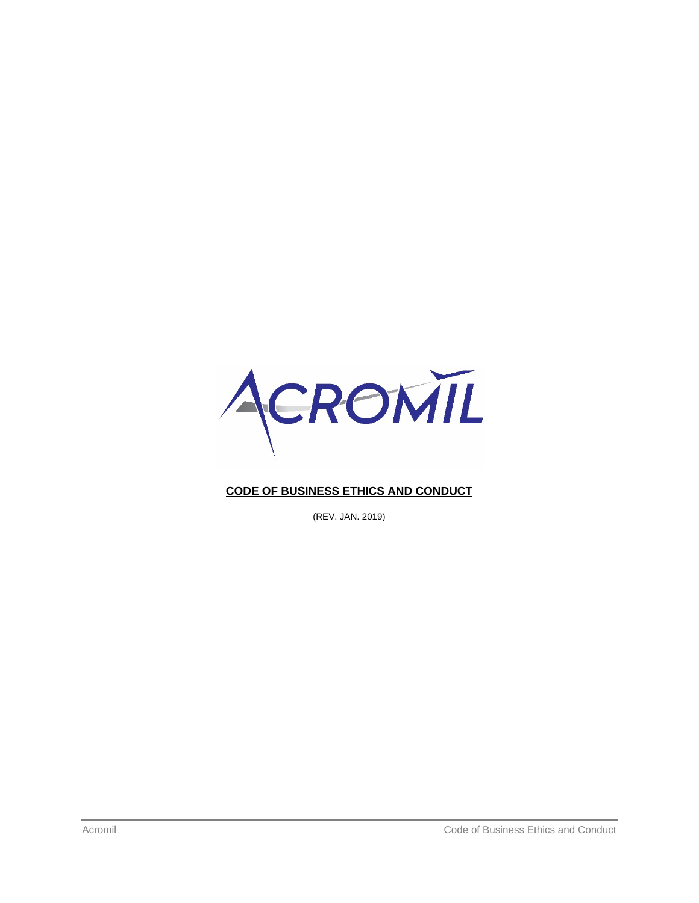**CODE OF BUSINESS ETHICS AND CONDUCT**

(REV. JAN. 2019)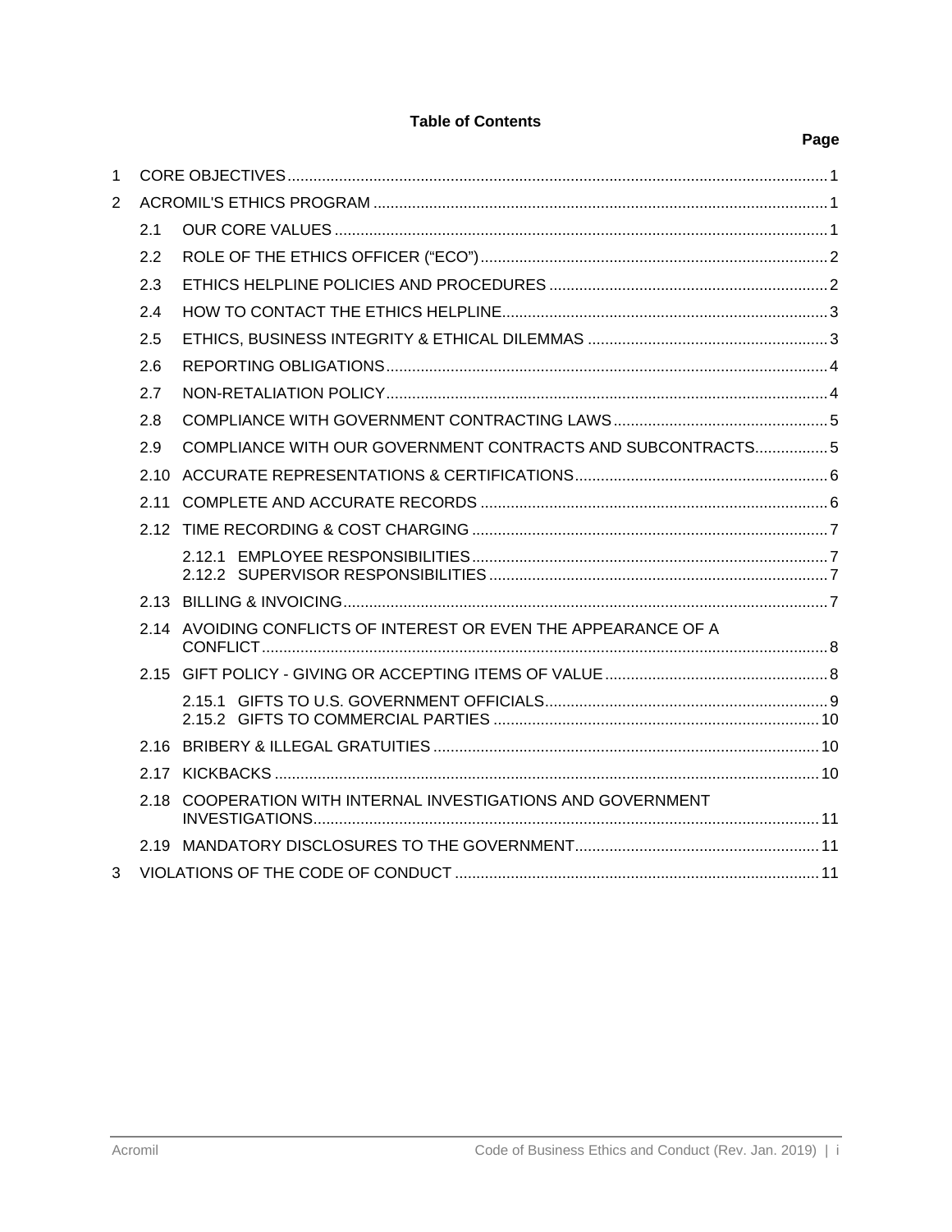**Table of Contents**

| | | Page |
|---|---|---|
| 1 | CORE OBJECTIVES | 1 |
| 2 | ACROMIL'S ETHICS PROGRAM | 1 |
| 2.1 | OUR CORE VALUES | 1 |
| 2.2 | ROLE OF THE ETHICS OFFICER ("ECO") | 2 |
| 2.3 | ETHICS HELPLINE POLICIES AND PROCEDURES | 2 |
| 2.4 | HOW TO CONTACT THE ETHICS HELPLINE | 3 |
| 2.5 | ETHICS, BUSINESS INTEGRITY & ETHICAL DILEMMAS | 3 |
| 2.6 | REPORTING OBLIGATIONS | 4 |
| 2.7 | NON-RETALIATION POLICY | 4 |
| 2.8 | COMPLIANCE WITH GOVERNMENT CONTRACTING LAWS | 5 |
| 2.9 | COMPLIANCE WITH OUR GOVERNMENT CONTRACTS AND SUBCONTRACTS | 5 |
| 2.10 | ACCURATE REPRESENTATIONS & CERTIFICATIONS | 6 |
| 2.11 | COMPLETE AND ACCURATE RECORDS | 6 |
| 2.12 | TIME RECORDING & COST CHARGING | 7 |
| 2.12.1 | EMPLOYEE RESPONSIBILITIES | 7 |
| 2.12.2 | SUPERVISOR RESPONSIBILITIES | 7 |
| 2.13 | BILLING & INVOICING | 7 |
| 2.14 | AVOIDING CONFLICTS OF INTEREST OR EVEN THE APPEARANCE OF A CONFLICT | 8 |
| 2.15 | GIFT POLICY - GIVING OR ACCEPTING ITEMS OF VALUE | 8 |
| 2.15.1 | GIFTS TO U.S. GOVERNMENT OFFICIALS | 9 |
| 2.15.2 | GIFTS TO COMMERCIAL PARTIES | 10 |
| 2.16 | BRIBERY & ILLEGAL GRATUITIES | 10 |
| 2.17 | KICKBACKS | 10 |
| 2.18 | COOPERATION WITH INTERNAL INVESTIGATIONS AND GOVERNMENT INVESTIGATIONS | 11 |
| 2.19 | MANDATORY DISCLOSURES TO THE GOVERNMENT | 11 |
| 3 | VIOLATIONS OF THE CODE OF CONDUCT | 11 |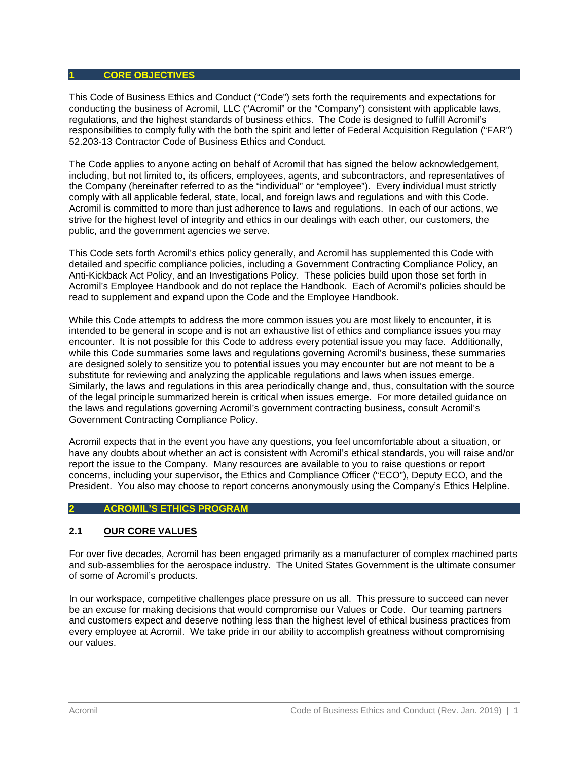# 1 CORE OBJECTIVES

This Code of Business Ethics and Conduct ("Code") sets forth the requirements and expectations for conducting the business of Acromil, LLC ("Acromil" or the "Company") consistent with applicable laws, regulations, and the highest standards of business ethics. The Code is designed to fulfill Acromil's responsibilities to comply fully with the both the spirit and letter of Federal Acquisition Regulation ("FAR") 52.203-13 Contractor Code of Business Ethics and Conduct.

The Code applies to anyone acting on behalf of Acromil that has signed the below acknowledgement, including, but not limited to, its officers, employees, agents, and subcontractors, and representatives of the Company (hereinafter referred to as the "individual" or "employee"). Every individual must strictly comply with all applicable federal, state, local, and foreign laws and regulations and with this Code. Acromil is committed to more than just adherence to laws and regulations. In each of our actions, we strive for the highest level of integrity and ethics in our dealings with each other, our customers, the public, and the government agencies we serve.

This Code sets forth Acromil's ethics policy generally, and Acromil has supplemented this Code with detailed and specific compliance policies, including a Government Contracting Compliance Policy, an Anti-Kickback Act Policy, and an Investigations Policy. These policies build upon those set forth in Acromil's Employee Handbook and do not replace the Handbook. Each of Acromil's policies should be read to supplement and expand upon the Code and the Employee Handbook.

While this Code attempts to address the more common issues you are most likely to encounter, it is intended to be general in scope and is not an exhaustive list of ethics and compliance issues you may encounter. It is not possible for this Code to address every potential issue you may face. Additionally, while this Code summaries some laws and regulations governing Acromil's business, these summaries are designed solely to sensitize you to potential issues you may encounter but are not meant to be a substitute for reviewing and analyzing the applicable regulations and laws when issues emerge. Similarly, the laws and regulations in this area periodically change and, thus, consultation with the source of the legal principle summarized herein is critical when issues emerge. For more detailed guidance on the laws and regulations governing Acromil's government contracting business, consult Acromil's Government Contracting Compliance Policy.

Acromil expects that in the event you have any questions, you feel uncomfortable about a situation, or have any doubts about whether an act is consistent with Acromil's ethical standards, you will raise and/or report the issue to the Company. Many resources are available to you to raise questions or report concerns, including your supervisor, the Ethics and Compliance Officer ("ECO"), Deputy ECO, and the President. You also may choose to report concerns anonymously using the Company's Ethics Helpline.

# 2 ACROMIL'S ETHICS PROGRAM

## 2.1 OUR CORE VALUES

For over five decades, Acromil has been engaged primarily as a manufacturer of complex machined parts and sub-assemblies for the aerospace industry. The United States Government is the ultimate consumer of some of Acromil's products.

In our workspace, competitive challenges place pressure on us all. This pressure to succeed can never be an excuse for making decisions that would compromise our Values or Code. Our teaming partners and customers expect and deserve nothing less than the highest level of ethical business practices from every employee at Acromil. We take pride in our ability to accomplish greatness without compromising our values.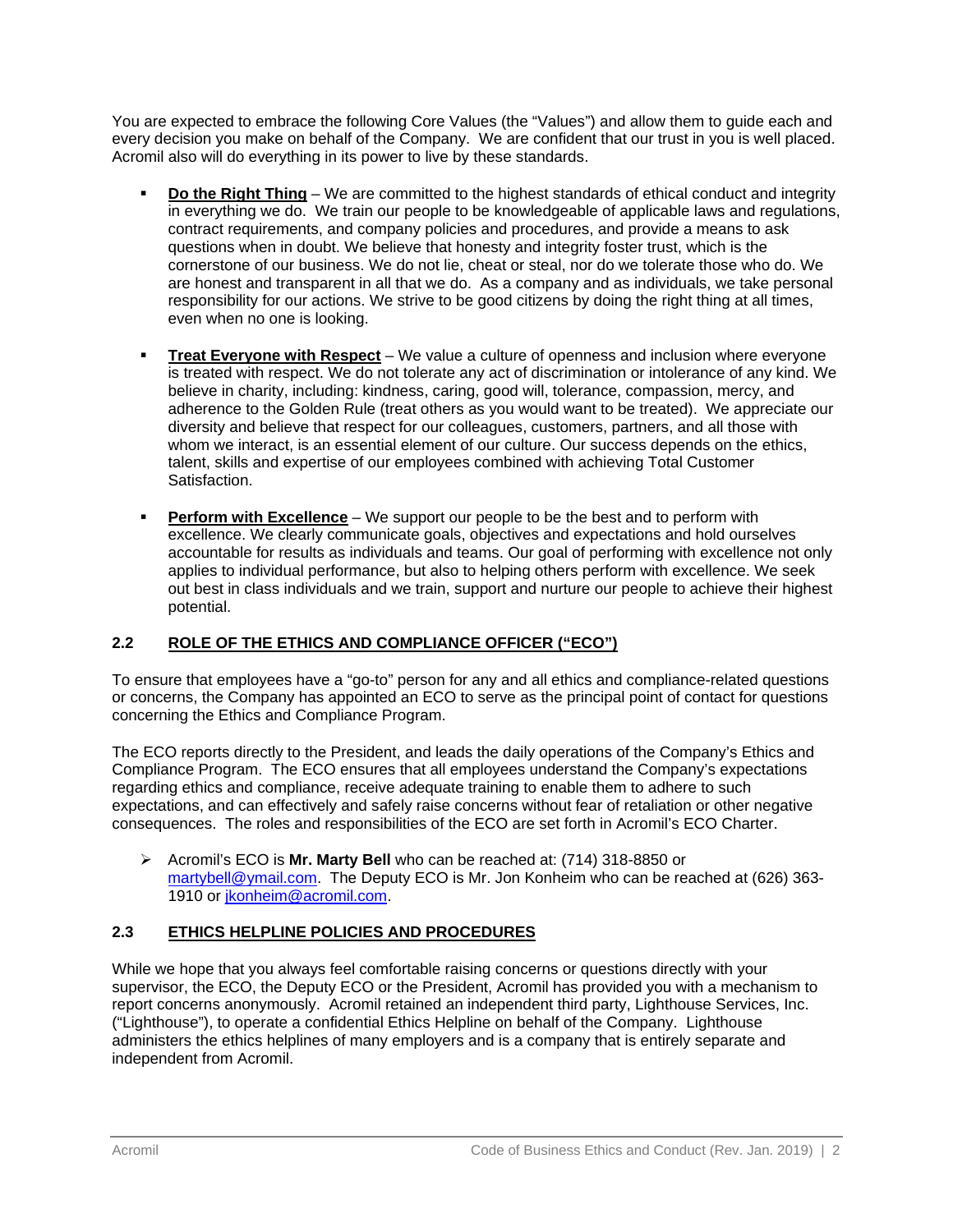You are expected to embrace the following Core Values (the "Values") and allow them to guide each and every decision you make on behalf of the Company. We are confident that our trust in you is well placed. Acromil also will do everything in its power to live by these standards.

- **Do the Right Thing** – We are committed to the highest standards of ethical conduct and integrity in everything we do. We train our people to be knowledgeable of applicable laws and regulations, contract requirements, and company policies and procedures, and provide a means to ask questions when in doubt. We believe that honesty and integrity foster trust, which is the cornerstone of our business. We do not lie, cheat or steal, nor do we tolerate those who do. We are honest and transparent in all that we do. As a company and as individuals, we take personal responsibility for our actions. We strive to be good citizens by doing the right thing at all times, even when no one is looking.

- **Treat Everyone with Respect** – We value a culture of openness and inclusion where everyone is treated with respect. We do not tolerate any act of discrimination or intolerance of any kind. We believe in charity, including: kindness, caring, good will, tolerance, compassion, mercy, and adherence to the Golden Rule (treat others as you would want to be treated). We appreciate our diversity and believe that respect for our colleagues, customers, partners, and all those with whom we interact, is an essential element of our culture. Our success depends on the ethics, talent, skills and expertise of our employees combined with achieving Total Customer Satisfaction.

- **Perform with Excellence** – We support our people to be the best and to perform with excellence. We clearly communicate goals, objectives and expectations and hold ourselves accountable for results as individuals and teams. Our goal of performing with excellence not only applies to individual performance, but also to helping others perform with excellence. We seek out best in class individuals and we train, support and nurture our people to achieve their highest potential.

## 2.2 ROLE OF THE ETHICS AND COMPLIANCE OFFICER ("ECO")

To ensure that employees have a "go-to" person for any and all ethics and compliance-related questions or concerns, the Company has appointed an ECO to serve as the principal point of contact for questions concerning the Ethics and Compliance Program.

The ECO reports directly to the President, and leads the daily operations of the Company's Ethics and Compliance Program. The ECO ensures that all employees understand the Company's expectations regarding ethics and compliance, receive adequate training to enable them to adhere to such expectations, and can effectively and safely raise concerns without fear of retaliation or other negative consequences. The roles and responsibilities of the ECO are set forth in Acromil's ECO Charter.

- Acromil's ECO is **Mr. Marty Bell** who can be reached at: (714) 318-8850 or martybell@ymail.com. The Deputy ECO is Mr. Jon Konheim who can be reached at (626) 363-1910 or jkonheim@acromil.com.

## 2.3 ETHICS HELPLINE POLICIES AND PROCEDURES

While we hope that you always feel comfortable raising concerns or questions directly with your supervisor, the ECO, the Deputy ECO or the President, Acromil has provided you with a mechanism to report concerns anonymously. Acromil retained an independent third party, Lighthouse Services, Inc. ("Lighthouse"), to operate a confidential Ethics Helpline on behalf of the Company. Lighthouse administers the ethics helplines of many employers and is a company that is entirely separate and independent from Acromil.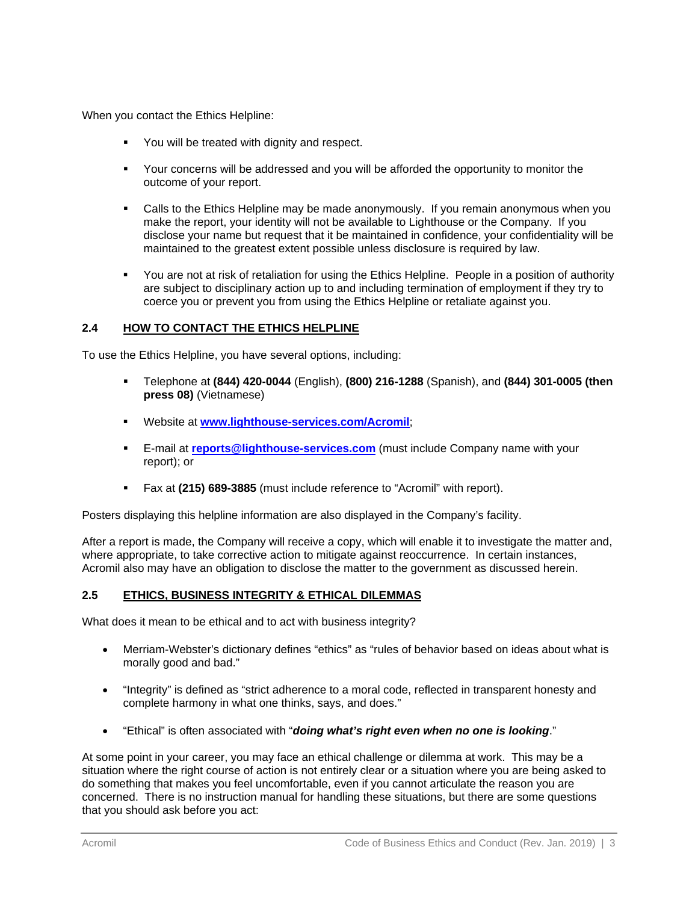When you contact the Ethics Helpline:

- You will be treated with dignity and respect.
- Your concerns will be addressed and you will be afforded the opportunity to monitor the outcome of your report.
- Calls to the Ethics Helpline may be made anonymously. If you remain anonymous when you make the report, your identity will not be available to Lighthouse or the Company. If you disclose your name but request that it be maintained in confidence, your confidentiality will be maintained to the greatest extent possible unless disclosure is required by law.
- You are not at risk of retaliation for using the Ethics Helpline. People in a position of authority are subject to disciplinary action up to and including termination of employment if they try to coerce you or prevent you from using the Ethics Helpline or retaliate against you.

### 2.4 HOW TO CONTACT THE ETHICS HELPLINE

To use the Ethics Helpline, you have several options, including:

- Telephone at **(844) 420-0044** (English), **(800) 216-1288** (Spanish), and **(844) 301-0005 (then press 08)** (Vietnamese)
- Website at **www.lighthouse-services.com/Acromil**;
- E-mail at **reports@lighthouse-services.com** (must include Company name with your report); or
- Fax at **(215) 689-3885** (must include reference to "Acromil" with report).

Posters displaying this helpline information are also displayed in the Company's facility.

After a report is made, the Company will receive a copy, which will enable it to investigate the matter and, where appropriate, to take corrective action to mitigate against reoccurrence. In certain instances, Acromil also may have an obligation to disclose the matter to the government as discussed herein.

### 2.5 ETHICS, BUSINESS INTEGRITY & ETHICAL DILEMMAS

What does it mean to be ethical and to act with business integrity?

- Merriam-Webster's dictionary defines "ethics" as "rules of behavior based on ideas about what is morally good and bad."
- "Integrity" is defined as "strict adherence to a moral code, reflected in transparent honesty and complete harmony in what one thinks, says, and does."
- "Ethical" is often associated with "***doing what's right even when no one is looking***."

At some point in your career, you may face an ethical challenge or dilemma at work. This may be a situation where the right course of action is not entirely clear or a situation where you are being asked to do something that makes you feel uncomfortable, even if you cannot articulate the reason you are concerned. There is no instruction manual for handling these situations, but there are some questions that you should ask before you act: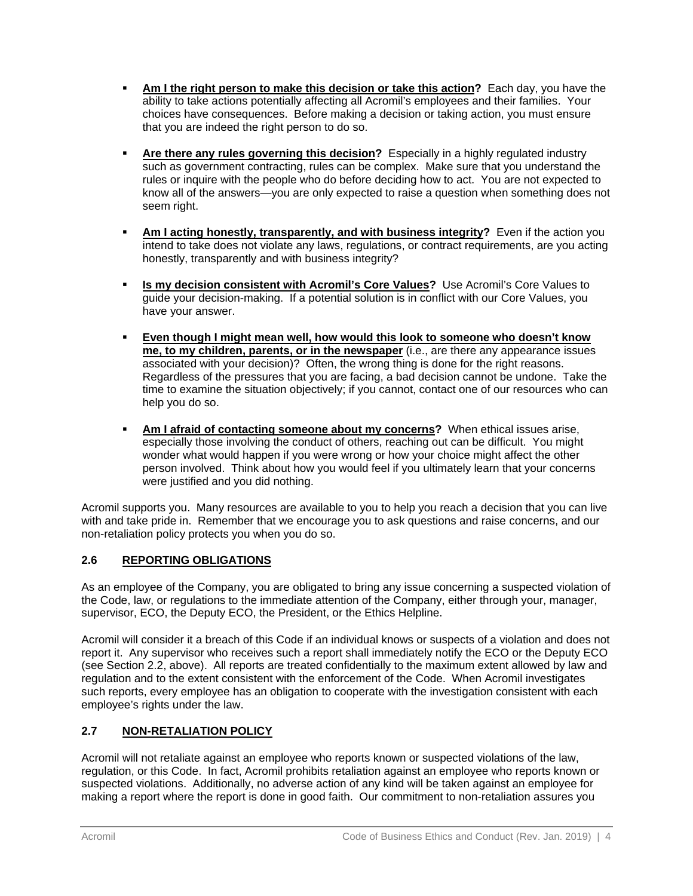- **Am I the right person to make this decision or take this action?** Each day, you have the ability to take actions potentially affecting all Acromil's employees and their families. Your choices have consequences. Before making a decision or taking action, you must ensure that you are indeed the right person to do so.
- **Are there any rules governing this decision?** Especially in a highly regulated industry such as government contracting, rules can be complex. Make sure that you understand the rules or inquire with the people who do before deciding how to act. You are not expected to know all of the answers—you are only expected to raise a question when something does not seem right.
- **Am I acting honestly, transparently, and with business integrity?** Even if the action you intend to take does not violate any laws, regulations, or contract requirements, are you acting honestly, transparently and with business integrity?
- **Is my decision consistent with Acromil's Core Values?** Use Acromil's Core Values to guide your decision-making. If a potential solution is in conflict with our Core Values, you have your answer.
- **Even though I might mean well, how would this look to someone who doesn't know me, to my children, parents, or in the newspaper** (i.e., are there any appearance issues associated with your decision)? Often, the wrong thing is done for the right reasons. Regardless of the pressures that you are facing, a bad decision cannot be undone. Take the time to examine the situation objectively; if you cannot, contact one of our resources who can help you do so.
- **Am I afraid of contacting someone about my concerns?** When ethical issues arise, especially those involving the conduct of others, reaching out can be difficult. You might wonder what would happen if you were wrong or how your choice might affect the other person involved. Think about how you would feel if you ultimately learn that your concerns were justified and you did nothing.

Acromil supports you. Many resources are available to you to help you reach a decision that you can live with and take pride in. Remember that we encourage you to ask questions and raise concerns, and our non-retaliation policy protects you when you do so.

## 2.6 REPORTING OBLIGATIONS

As an employee of the Company, you are obligated to bring any issue concerning a suspected violation of the Code, law, or regulations to the immediate attention of the Company, either through your, manager, supervisor, ECO, the Deputy ECO, the President, or the Ethics Helpline.

Acromil will consider it a breach of this Code if an individual knows or suspects of a violation and does not report it. Any supervisor who receives such a report shall immediately notify the ECO or the Deputy ECO (see Section 2.2, above). All reports are treated confidentially to the maximum extent allowed by law and regulation and to the extent consistent with the enforcement of the Code. When Acromil investigates such reports, every employee has an obligation to cooperate with the investigation consistent with each employee's rights under the law.

## 2.7 NON-RETALIATION POLICY

Acromil will not retaliate against an employee who reports known or suspected violations of the law, regulation, or this Code. In fact, Acromil prohibits retaliation against an employee who reports known or suspected violations. Additionally, no adverse action of any kind will be taken against an employee for making a report where the report is done in good faith. Our commitment to non-retaliation assures you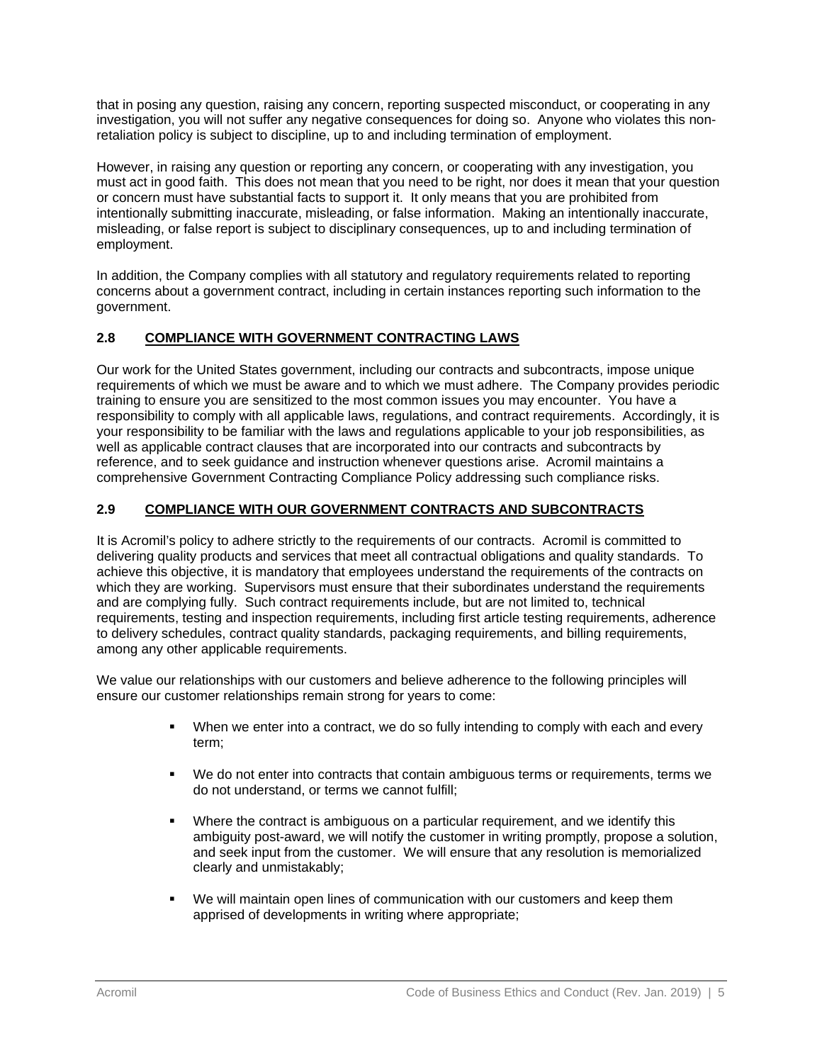that in posing any question, raising any concern, reporting suspected misconduct, or cooperating in any investigation, you will not suffer any negative consequences for doing so. Anyone who violates this non-retaliation policy is subject to discipline, up to and including termination of employment.

However, in raising any question or reporting any concern, or cooperating with any investigation, you must act in good faith. This does not mean that you need to be right, nor does it mean that your question or concern must have substantial facts to support it. It only means that you are prohibited from intentionally submitting inaccurate, misleading, or false information. Making an intentionally inaccurate, misleading, or false report is subject to disciplinary consequences, up to and including termination of employment.

In addition, the Company complies with all statutory and regulatory requirements related to reporting concerns about a government contract, including in certain instances reporting such information to the government.

## 2.8 COMPLIANCE WITH GOVERNMENT CONTRACTING LAWS

Our work for the United States government, including our contracts and subcontracts, impose unique requirements of which we must be aware and to which we must adhere. The Company provides periodic training to ensure you are sensitized to the most common issues you may encounter. You have a responsibility to comply with all applicable laws, regulations, and contract requirements. Accordingly, it is your responsibility to be familiar with the laws and regulations applicable to your job responsibilities, as well as applicable contract clauses that are incorporated into our contracts and subcontracts by reference, and to seek guidance and instruction whenever questions arise. Acromil maintains a comprehensive Government Contracting Compliance Policy addressing such compliance risks.

## 2.9 COMPLIANCE WITH OUR GOVERNMENT CONTRACTS AND SUBCONTRACTS

It is Acromil's policy to adhere strictly to the requirements of our contracts. Acromil is committed to delivering quality products and services that meet all contractual obligations and quality standards. To achieve this objective, it is mandatory that employees understand the requirements of the contracts on which they are working. Supervisors must ensure that their subordinates understand the requirements and are complying fully. Such contract requirements include, but are not limited to, technical requirements, testing and inspection requirements, including first article testing requirements, adherence to delivery schedules, contract quality standards, packaging requirements, and billing requirements, among any other applicable requirements.

We value our relationships with our customers and believe adherence to the following principles will ensure our customer relationships remain strong for years to come:

- When we enter into a contract, we do so fully intending to comply with each and every term;
- We do not enter into contracts that contain ambiguous terms or requirements, terms we do not understand, or terms we cannot fulfill;
- Where the contract is ambiguous on a particular requirement, and we identify this ambiguity post-award, we will notify the customer in writing promptly, propose a solution, and seek input from the customer. We will ensure that any resolution is memorialized clearly and unmistakably;
- We will maintain open lines of communication with our customers and keep them apprised of developments in writing where appropriate;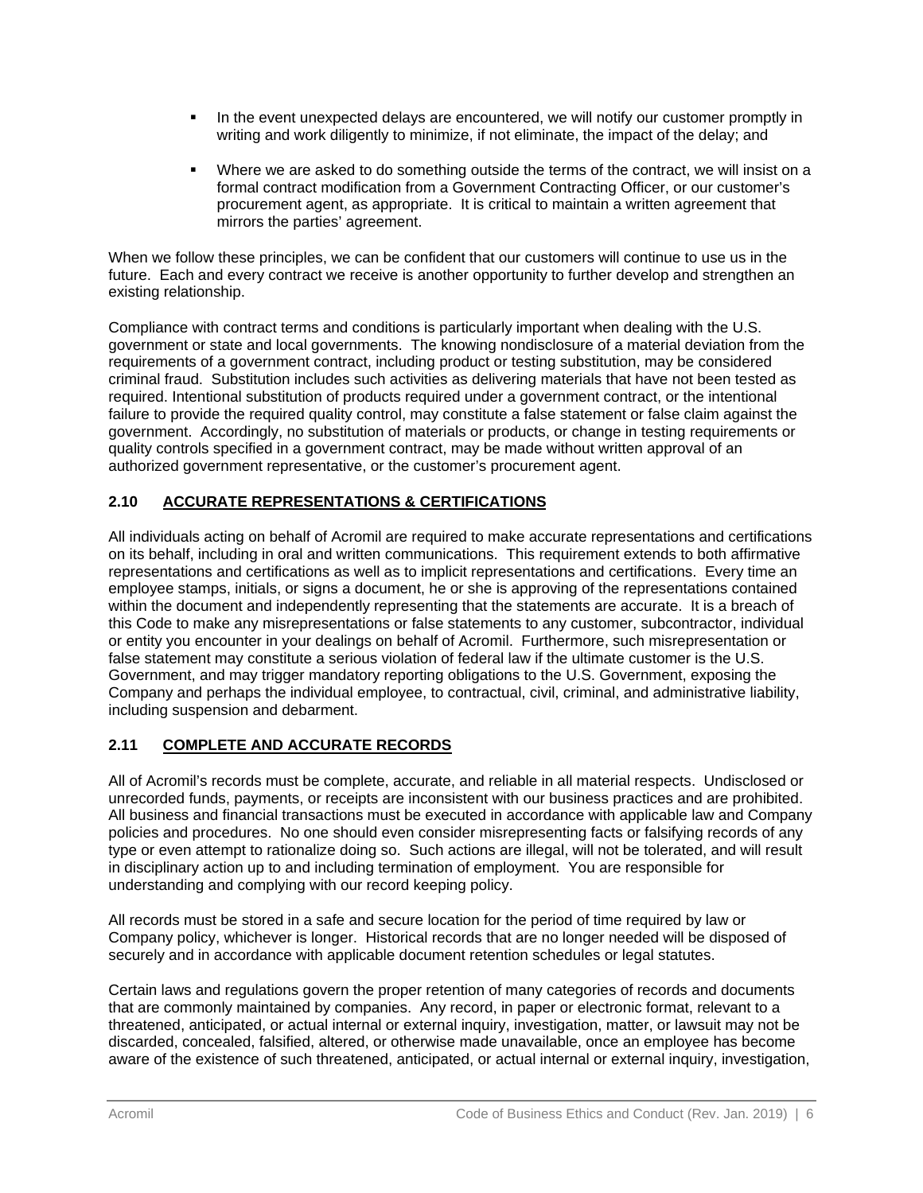- In the event unexpected delays are encountered, we will notify our customer promptly in writing and work diligently to minimize, if not eliminate, the impact of the delay; and
- Where we are asked to do something outside the terms of the contract, we will insist on a formal contract modification from a Government Contracting Officer, or our customer's procurement agent, as appropriate. It is critical to maintain a written agreement that mirrors the parties' agreement.

When we follow these principles, we can be confident that our customers will continue to use us in the future. Each and every contract we receive is another opportunity to further develop and strengthen an existing relationship.

Compliance with contract terms and conditions is particularly important when dealing with the U.S. government or state and local governments. The knowing nondisclosure of a material deviation from the requirements of a government contract, including product or testing substitution, may be considered criminal fraud. Substitution includes such activities as delivering materials that have not been tested as required. Intentional substitution of products required under a government contract, or the intentional failure to provide the required quality control, may constitute a false statement or false claim against the government. Accordingly, no substitution of materials or products, or change in testing requirements or quality controls specified in a government contract, may be made without written approval of an authorized government representative, or the customer's procurement agent.

## 2.10 ACCURATE REPRESENTATIONS & CERTIFICATIONS

All individuals acting on behalf of Acromil are required to make accurate representations and certifications on its behalf, including in oral and written communications. This requirement extends to both affirmative representations and certifications as well as to implicit representations and certifications. Every time an employee stamps, initials, or signs a document, he or she is approving of the representations contained within the document and independently representing that the statements are accurate. It is a breach of this Code to make any misrepresentations or false statements to any customer, subcontractor, individual or entity you encounter in your dealings on behalf of Acromil. Furthermore, such misrepresentation or false statement may constitute a serious violation of federal law if the ultimate customer is the U.S. Government, and may trigger mandatory reporting obligations to the U.S. Government, exposing the Company and perhaps the individual employee, to contractual, civil, criminal, and administrative liability, including suspension and debarment.

## 2.11 COMPLETE AND ACCURATE RECORDS

All of Acromil's records must be complete, accurate, and reliable in all material respects. Undisclosed or unrecorded funds, payments, or receipts are inconsistent with our business practices and are prohibited. All business and financial transactions must be executed in accordance with applicable law and Company policies and procedures. No one should even consider misrepresenting facts or falsifying records of any type or even attempt to rationalize doing so. Such actions are illegal, will not be tolerated, and will result in disciplinary action up to and including termination of employment. You are responsible for understanding and complying with our record keeping policy.

All records must be stored in a safe and secure location for the period of time required by law or Company policy, whichever is longer. Historical records that are no longer needed will be disposed of securely and in accordance with applicable document retention schedules or legal statutes.

Certain laws and regulations govern the proper retention of many categories of records and documents that are commonly maintained by companies. Any record, in paper or electronic format, relevant to a threatened, anticipated, or actual internal or external inquiry, investigation, matter, or lawsuit may not be discarded, concealed, falsified, altered, or otherwise made unavailable, once an employee has become aware of the existence of such threatened, anticipated, or actual internal or external inquiry, investigation,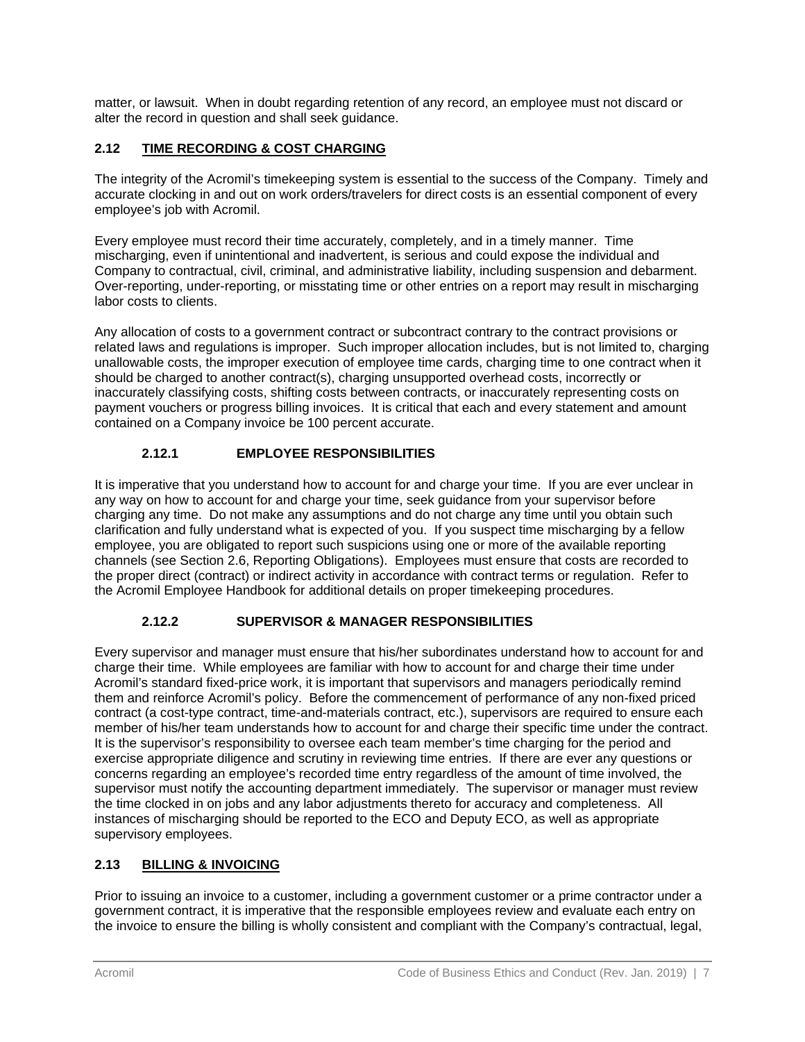matter, or lawsuit. When in doubt regarding retention of any record, an employee must not discard or alter the record in question and shall seek guidance.

## 2.12 TIME RECORDING & COST CHARGING

The integrity of the Acromil's timekeeping system is essential to the success of the Company. Timely and accurate clocking in and out on work orders/travelers for direct costs is an essential component of every employee's job with Acromil.

Every employee must record their time accurately, completely, and in a timely manner. Time mischarging, even if unintentional and inadvertent, is serious and could expose the individual and Company to contractual, civil, criminal, and administrative liability, including suspension and debarment. Over-reporting, under-reporting, or misstating time or other entries on a report may result in mischarging labor costs to clients.

Any allocation of costs to a government contract or subcontract contrary to the contract provisions or related laws and regulations is improper. Such improper allocation includes, but is not limited to, charging unallowable costs, the improper execution of employee time cards, charging time to one contract when it should be charged to another contract(s), charging unsupported overhead costs, incorrectly or inaccurately classifying costs, shifting costs between contracts, or inaccurately representing costs on payment vouchers or progress billing invoices. It is critical that each and every statement and amount contained on a Company invoice be 100 percent accurate.

### 2.12.1 EMPLOYEE RESPONSIBILITIES

It is imperative that you understand how to account for and charge your time. If you are ever unclear in any way on how to account for and charge your time, seek guidance from your supervisor before charging any time. Do not make any assumptions and do not charge any time until you obtain such clarification and fully understand what is expected of you. If you suspect time mischarging by a fellow employee, you are obligated to report such suspicions using one or more of the available reporting channels (see Section 2.6, Reporting Obligations). Employees must ensure that costs are recorded to the proper direct (contract) or indirect activity in accordance with contract terms or regulation. Refer to the Acromil Employee Handbook for additional details on proper timekeeping procedures.

### 2.12.2 SUPERVISOR & MANAGER RESPONSIBILITIES

Every supervisor and manager must ensure that his/her subordinates understand how to account for and charge their time. While employees are familiar with how to account for and charge their time under Acromil's standard fixed-price work, it is important that supervisors and managers periodically remind them and reinforce Acromil's policy. Before the commencement of performance of any non-fixed priced contract (a cost-type contract, time-and-materials contract, etc.), supervisors are required to ensure each member of his/her team understands how to account for and charge their specific time under the contract. It is the supervisor's responsibility to oversee each team member's time charging for the period and exercise appropriate diligence and scrutiny in reviewing time entries. If there are ever any questions or concerns regarding an employee's recorded time entry regardless of the amount of time involved, the supervisor must notify the accounting department immediately. The supervisor or manager must review the time clocked in on jobs and any labor adjustments thereto for accuracy and completeness. All instances of mischarging should be reported to the ECO and Deputy ECO, as well as appropriate supervisory employees.

## 2.13 BILLING & INVOICING

Prior to issuing an invoice to a customer, including a government customer or a prime contractor under a government contract, it is imperative that the responsible employees review and evaluate each entry on the invoice to ensure the billing is wholly consistent and compliant with the Company's contractual, legal,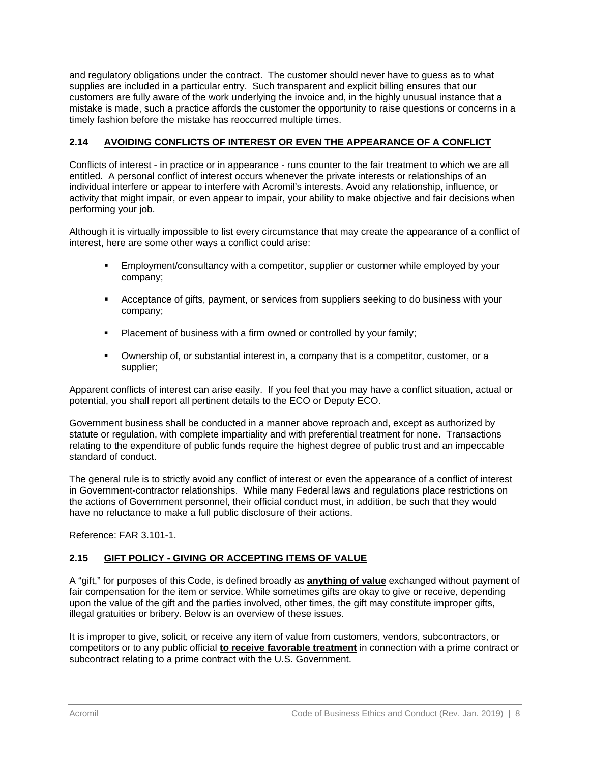and regulatory obligations under the contract. The customer should never have to guess as to what supplies are included in a particular entry. Such transparent and explicit billing ensures that our customers are fully aware of the work underlying the invoice and, in the highly unusual instance that a mistake is made, such a practice affords the customer the opportunity to raise questions or concerns in a timely fashion before the mistake has reoccurred multiple times.

## 2.14 AVOIDING CONFLICTS OF INTEREST OR EVEN THE APPEARANCE OF A CONFLICT

Conflicts of interest - in practice or in appearance - runs counter to the fair treatment to which we are all entitled. A personal conflict of interest occurs whenever the private interests or relationships of an individual interfere or appear to interfere with Acromil's interests. Avoid any relationship, influence, or activity that might impair, or even appear to impair, your ability to make objective and fair decisions when performing your job.

Although it is virtually impossible to list every circumstance that may create the appearance of a conflict of interest, here are some other ways a conflict could arise:

- Employment/consultancy with a competitor, supplier or customer while employed by your company;
- Acceptance of gifts, payment, or services from suppliers seeking to do business with your company;
- Placement of business with a firm owned or controlled by your family;
- Ownership of, or substantial interest in, a company that is a competitor, customer, or a supplier;

Apparent conflicts of interest can arise easily. If you feel that you may have a conflict situation, actual or potential, you shall report all pertinent details to the ECO or Deputy ECO.

Government business shall be conducted in a manner above reproach and, except as authorized by statute or regulation, with complete impartiality and with preferential treatment for none. Transactions relating to the expenditure of public funds require the highest degree of public trust and an impeccable standard of conduct.

The general rule is to strictly avoid any conflict of interest or even the appearance of a conflict of interest in Government-contractor relationships. While many Federal laws and regulations place restrictions on the actions of Government personnel, their official conduct must, in addition, be such that they would have no reluctance to make a full public disclosure of their actions.

Reference: FAR 3.101-1.

## 2.15 GIFT POLICY - GIVING OR ACCEPTING ITEMS OF VALUE

A "gift," for purposes of this Code, is defined broadly as **anything of value** exchanged without payment of fair compensation for the item or service. While sometimes gifts are okay to give or receive, depending upon the value of the gift and the parties involved, other times, the gift may constitute improper gifts, illegal gratuities or bribery. Below is an overview of these issues.

It is improper to give, solicit, or receive any item of value from customers, vendors, subcontractors, or competitors or to any public official **to receive favorable treatment** in connection with a prime contract or subcontract relating to a prime contract with the U.S. Government.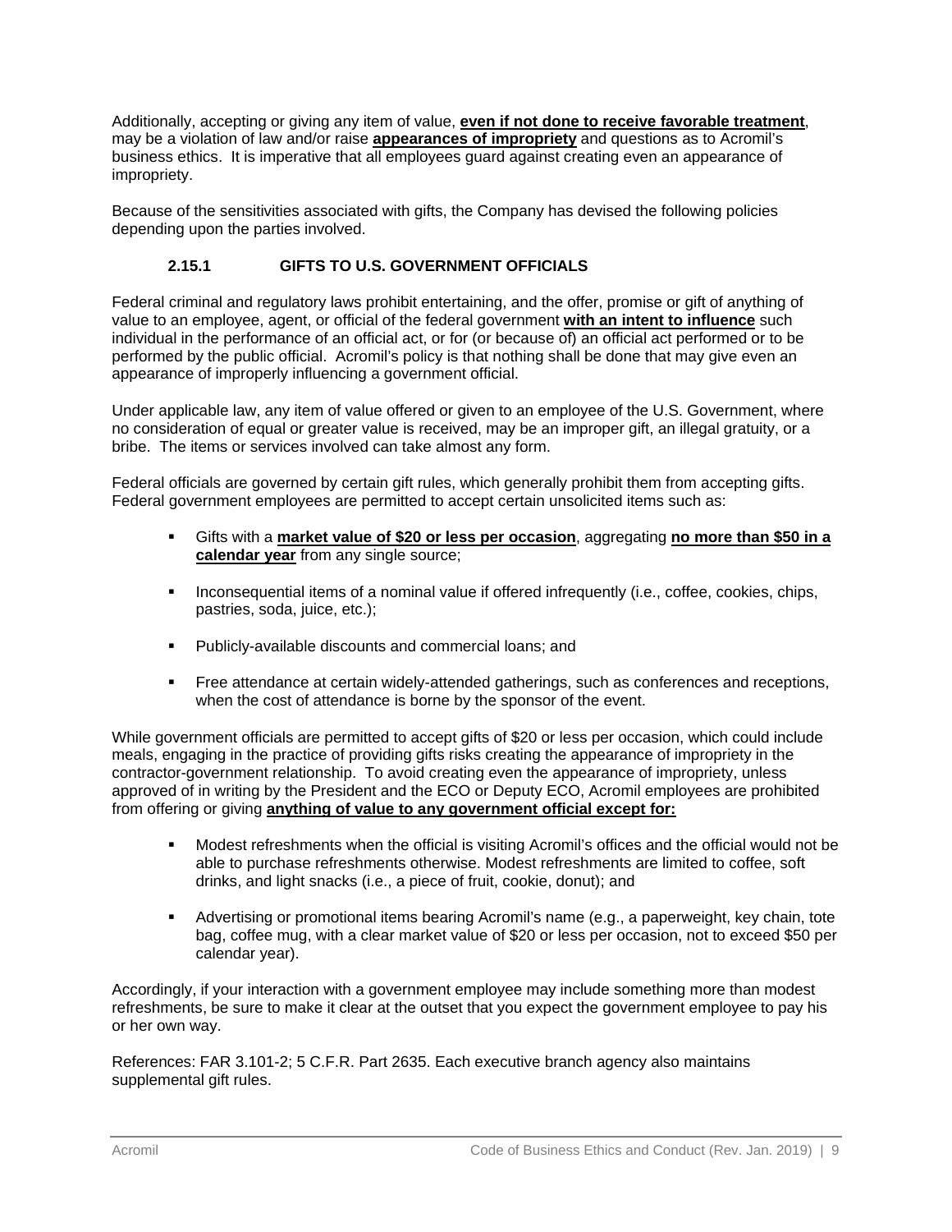Additionally, accepting or giving any item of value, **even if not done to receive favorable treatment**, may be a violation of law and/or raise **appearances of impropriety** and questions as to Acromil's business ethics. It is imperative that all employees guard against creating even an appearance of impropriety.

Because of the sensitivities associated with gifts, the Company has devised the following policies depending upon the parties involved.

### 2.15.1 GIFTS TO U.S. GOVERNMENT OFFICIALS

Federal criminal and regulatory laws prohibit entertaining, and the offer, promise or gift of anything of value to an employee, agent, or official of the federal government **with an intent to influence** such individual in the performance of an official act, or for (or because of) an official act performed or to be performed by the public official. Acromil's policy is that nothing shall be done that may give even an appearance of improperly influencing a government official.

Under applicable law, any item of value offered or given to an employee of the U.S. Government, where no consideration of equal or greater value is received, may be an improper gift, an illegal gratuity, or a bribe. The items or services involved can take almost any form.

Federal officials are governed by certain gift rules, which generally prohibit them from accepting gifts. Federal government employees are permitted to accept certain unsolicited items such as:

- Gifts with a **market value of $20 or less per occasion**, aggregating **no more than $50 in a calendar year** from any single source;
- Inconsequential items of a nominal value if offered infrequently (i.e., coffee, cookies, chips, pastries, soda, juice, etc.);
- Publicly-available discounts and commercial loans; and
- Free attendance at certain widely-attended gatherings, such as conferences and receptions, when the cost of attendance is borne by the sponsor of the event.

While government officials are permitted to accept gifts of $20 or less per occasion, which could include meals, engaging in the practice of providing gifts risks creating the appearance of impropriety in the contractor-government relationship. To avoid creating even the appearance of impropriety, unless approved of in writing by the President and the ECO or Deputy ECO, Acromil employees are prohibited from offering or giving **anything of value to any government official except for:**

- Modest refreshments when the official is visiting Acromil's offices and the official would not be able to purchase refreshments otherwise. Modest refreshments are limited to coffee, soft drinks, and light snacks (i.e., a piece of fruit, cookie, donut); and
- Advertising or promotional items bearing Acromil's name (e.g., a paperweight, key chain, tote bag, coffee mug, with a clear market value of $20 or less per occasion, not to exceed $50 per calendar year).

Accordingly, if your interaction with a government employee may include something more than modest refreshments, be sure to make it clear at the outset that you expect the government employee to pay his or her own way.

References: FAR 3.101-2; 5 C.F.R. Part 2635. Each executive branch agency also maintains supplemental gift rules.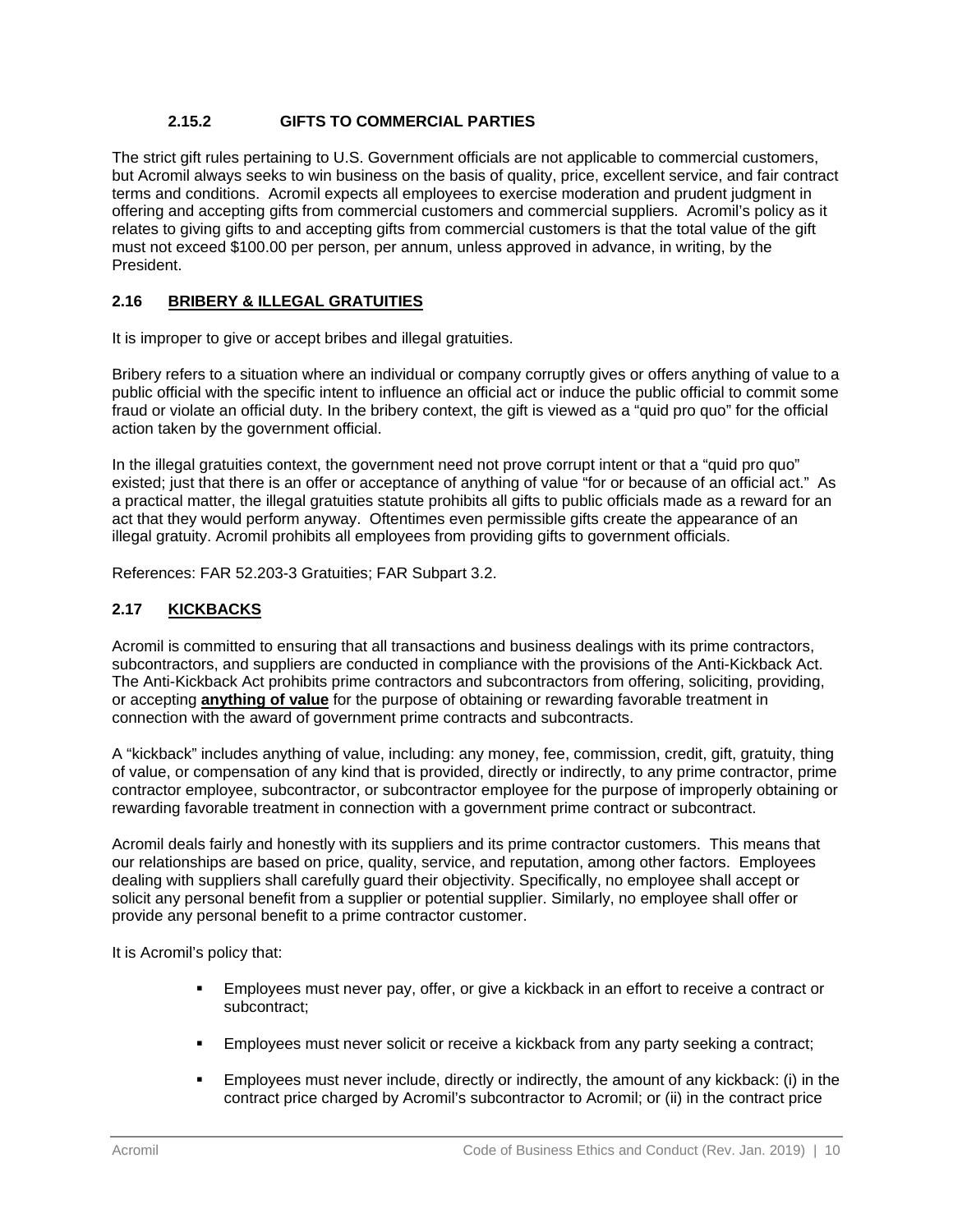#### 2.15.2 GIFTS TO COMMERCIAL PARTIES

The strict gift rules pertaining to U.S. Government officials are not applicable to commercial customers, but Acromil always seeks to win business on the basis of quality, price, excellent service, and fair contract terms and conditions. Acromil expects all employees to exercise moderation and prudent judgment in offering and accepting gifts from commercial customers and commercial suppliers. Acromil's policy as it relates to giving gifts to and accepting gifts from commercial customers is that the total value of the gift must not exceed $100.00 per person, per annum, unless approved in advance, in writing, by the President.

### 2.16 BRIBERY & ILLEGAL GRATUITIES

It is improper to give or accept bribes and illegal gratuities.

Bribery refers to a situation where an individual or company corruptly gives or offers anything of value to a public official with the specific intent to influence an official act or induce the public official to commit some fraud or violate an official duty. In the bribery context, the gift is viewed as a "quid pro quo" for the official action taken by the government official.

In the illegal gratuities context, the government need not prove corrupt intent or that a "quid pro quo" existed; just that there is an offer or acceptance of anything of value "for or because of an official act." As a practical matter, the illegal gratuities statute prohibits all gifts to public officials made as a reward for an act that they would perform anyway. Oftentimes even permissible gifts create the appearance of an illegal gratuity. Acromil prohibits all employees from providing gifts to government officials.

References: FAR 52.203-3 Gratuities; FAR Subpart 3.2.

### 2.17 KICKBACKS

Acromil is committed to ensuring that all transactions and business dealings with its prime contractors, subcontractors, and suppliers are conducted in compliance with the provisions of the Anti-Kickback Act. The Anti-Kickback Act prohibits prime contractors and subcontractors from offering, soliciting, providing, or accepting **anything of value** for the purpose of obtaining or rewarding favorable treatment in connection with the award of government prime contracts and subcontracts.

A "kickback" includes anything of value, including: any money, fee, commission, credit, gift, gratuity, thing of value, or compensation of any kind that is provided, directly or indirectly, to any prime contractor, prime contractor employee, subcontractor, or subcontractor employee for the purpose of improperly obtaining or rewarding favorable treatment in connection with a government prime contract or subcontract.

Acromil deals fairly and honestly with its suppliers and its prime contractor customers. This means that our relationships are based on price, quality, service, and reputation, among other factors. Employees dealing with suppliers shall carefully guard their objectivity. Specifically, no employee shall accept or solicit any personal benefit from a supplier or potential supplier. Similarly, no employee shall offer or provide any personal benefit to a prime contractor customer.

It is Acromil's policy that:

- Employees must never pay, offer, or give a kickback in an effort to receive a contract or subcontract;
- Employees must never solicit or receive a kickback from any party seeking a contract;
- Employees must never include, directly or indirectly, the amount of any kickback: (i) in the contract price charged by Acromil's subcontractor to Acromil; or (ii) in the contract price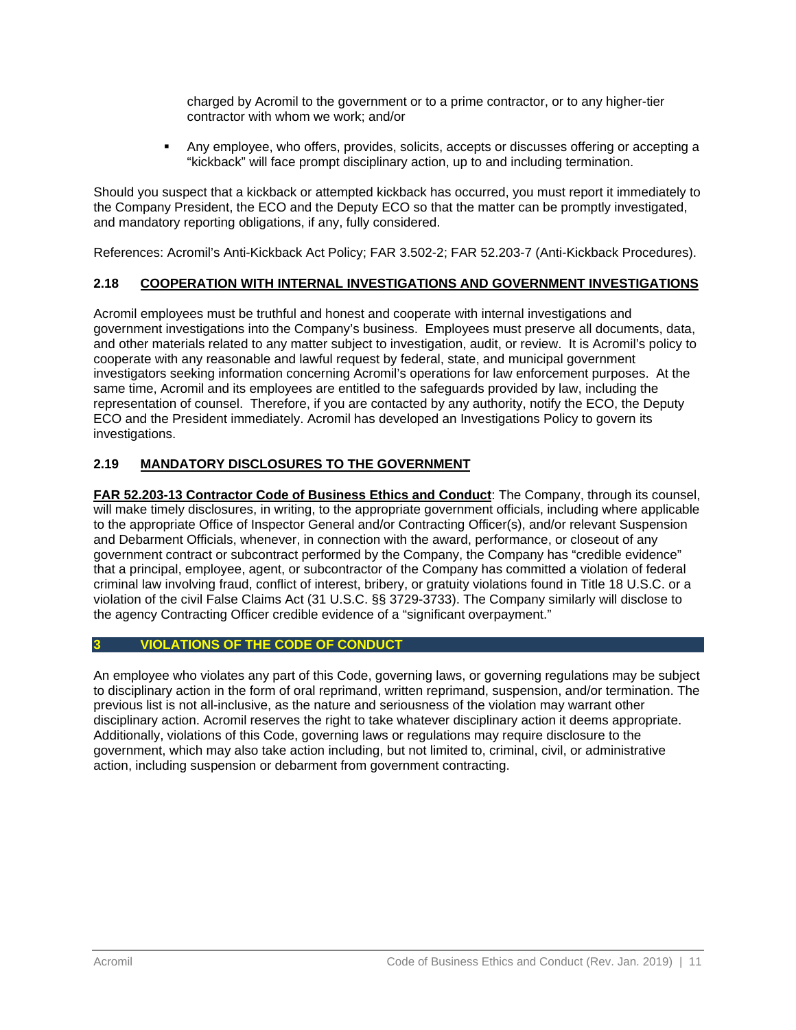charged by Acromil to the government or to a prime contractor, or to any higher-tier contractor with whom we work; and/or

- Any employee, who offers, provides, solicits, accepts or discusses offering or accepting a "kickback" will face prompt disciplinary action, up to and including termination.

Should you suspect that a kickback or attempted kickback has occurred, you must report it immediately to the Company President, the ECO and the Deputy ECO so that the matter can be promptly investigated, and mandatory reporting obligations, if any, fully considered.

References: Acromil's Anti-Kickback Act Policy; FAR 3.502-2; FAR 52.203-7 (Anti-Kickback Procedures).

### 2.18 COOPERATION WITH INTERNAL INVESTIGATIONS AND GOVERNMENT INVESTIGATIONS

Acromil employees must be truthful and honest and cooperate with internal investigations and government investigations into the Company's business. Employees must preserve all documents, data, and other materials related to any matter subject to investigation, audit, or review. It is Acromil's policy to cooperate with any reasonable and lawful request by federal, state, and municipal government investigators seeking information concerning Acromil's operations for law enforcement purposes. At the same time, Acromil and its employees are entitled to the safeguards provided by law, including the representation of counsel. Therefore, if you are contacted by any authority, notify the ECO, the Deputy ECO and the President immediately. Acromil has developed an Investigations Policy to govern its investigations.

### 2.19 MANDATORY DISCLOSURES TO THE GOVERNMENT

**FAR 52.203-13 Contractor Code of Business Ethics and Conduct**: The Company, through its counsel, will make timely disclosures, in writing, to the appropriate government officials, including where applicable to the appropriate Office of Inspector General and/or Contracting Officer(s), and/or relevant Suspension and Debarment Officials, whenever, in connection with the award, performance, or closeout of any government contract or subcontract performed by the Company, the Company has "credible evidence" that a principal, employee, agent, or subcontractor of the Company has committed a violation of federal criminal law involving fraud, conflict of interest, bribery, or gratuity violations found in Title 18 U.S.C. or a violation of the civil False Claims Act (31 U.S.C. §§ 3729-3733). The Company similarly will disclose to the agency Contracting Officer credible evidence of a "significant overpayment."

## 3 VIOLATIONS OF THE CODE OF CONDUCT

An employee who violates any part of this Code, governing laws, or governing regulations may be subject to disciplinary action in the form of oral reprimand, written reprimand, suspension, and/or termination. The previous list is not all-inclusive, as the nature and seriousness of the violation may warrant other disciplinary action. Acromil reserves the right to take whatever disciplinary action it deems appropriate. Additionally, violations of this Code, governing laws or regulations may require disclosure to the government, which may also take action including, but not limited to, criminal, civil, or administrative action, including suspension or debarment from government contracting.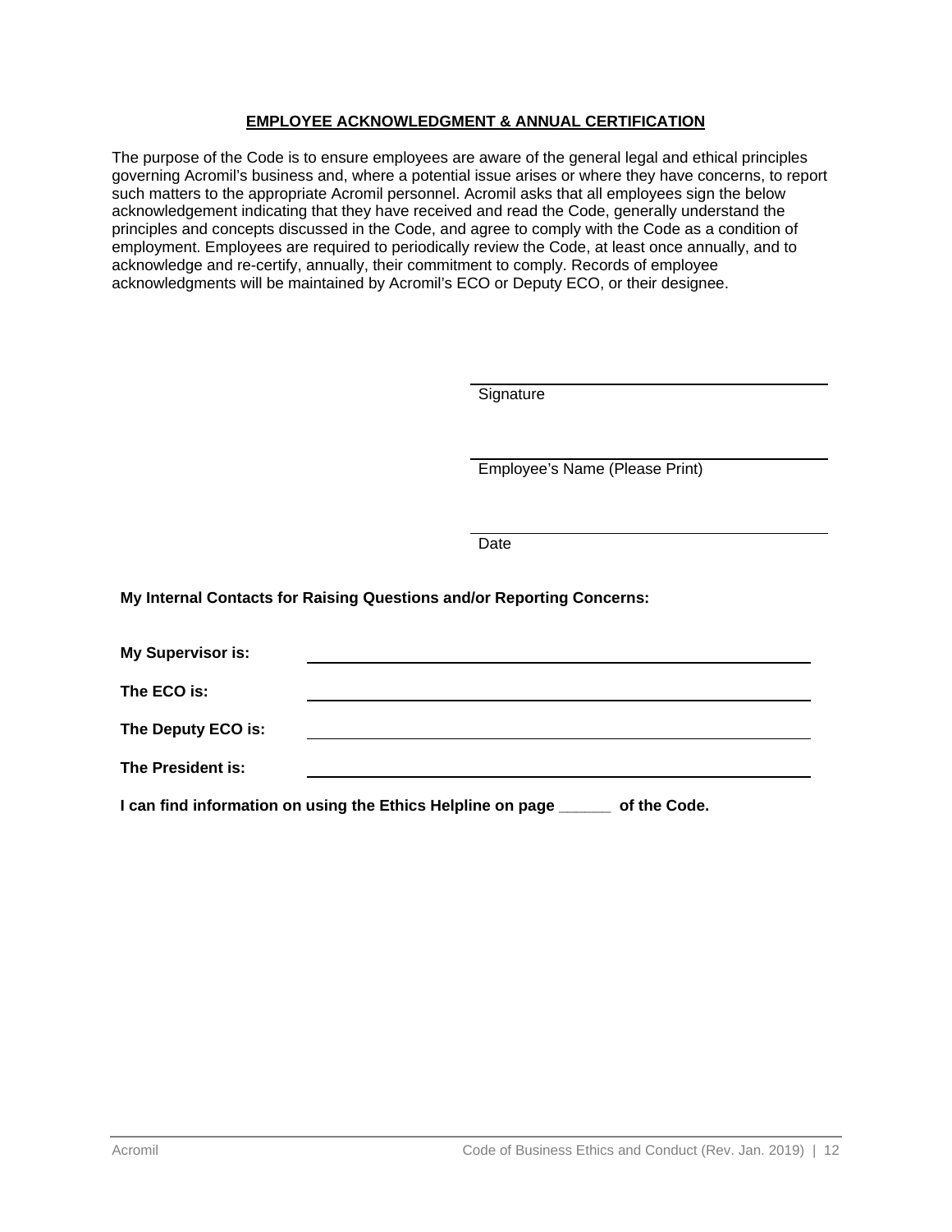## EMPLOYEE ACKNOWLEDGMENT & ANNUAL CERTIFICATION

The purpose of the Code is to ensure employees are aware of the general legal and ethical principles governing Acromil's business and, where a potential issue arises or where they have concerns, to report such matters to the appropriate Acromil personnel. Acromil asks that all employees sign the below acknowledgement indicating that they have received and read the Code, generally understand the principles and concepts discussed in the Code, and agree to comply with the Code as a condition of employment. Employees are required to periodically review the Code, at least once annually, and to acknowledge and re-certify, annually, their commitment to comply. Records of employee acknowledgments will be maintained by Acromil's ECO or Deputy ECO, or their designee.

______________________________
Signature

______________________________
Employee's Name (Please Print)

______________________________
Date

**My Internal Contacts for Raising Questions and/or Reporting Concerns:**

**My Supervisor is:** ______________________________

**The ECO is:** ______________________________

**The Deputy ECO is:** ______________________________

**The President is:** ______________________________

**I can find information on using the Ethics Helpline on page ______ of the Code.**